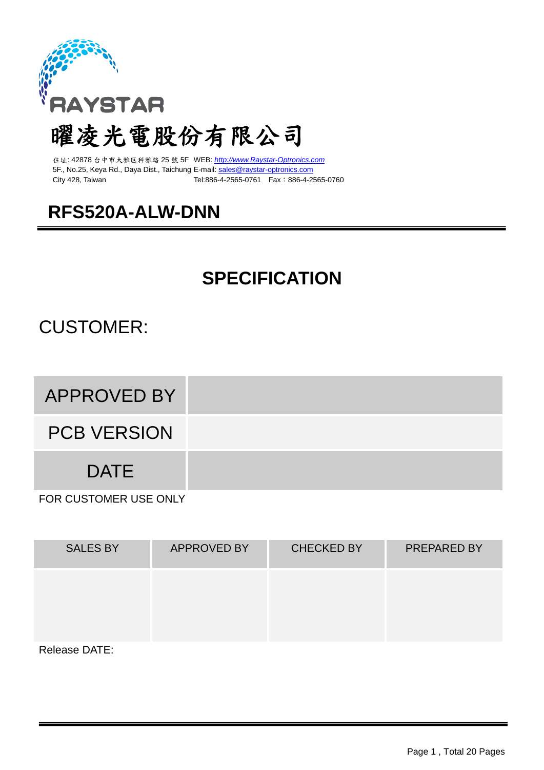RAYSTAR

# 曜凌光電股份有限公司

住址: 42878 台中市大雅区科雅路 25 號 5F WEB: http://www.Raystar-Optronics.com
5F., No.25, Keya Rd., Daya Dist., Taichung E-mail: sales@raystar-optronics.com
City 428, Taiwan Tel:886-4-2565-0761 Fax：886-4-2565-0760

# RFS520A-ALW-DNN

## SPECIFICATION

CUSTOMER:

| APPROVED BY | |
|---|---|
| PCB VERSION | |
| DATE | |

FOR CUSTOMER USE ONLY

| SALES BY | APPROVED BY | CHECKED BY | PREPARED BY |
|---|---|---|---|
| | | | |

Release DATE: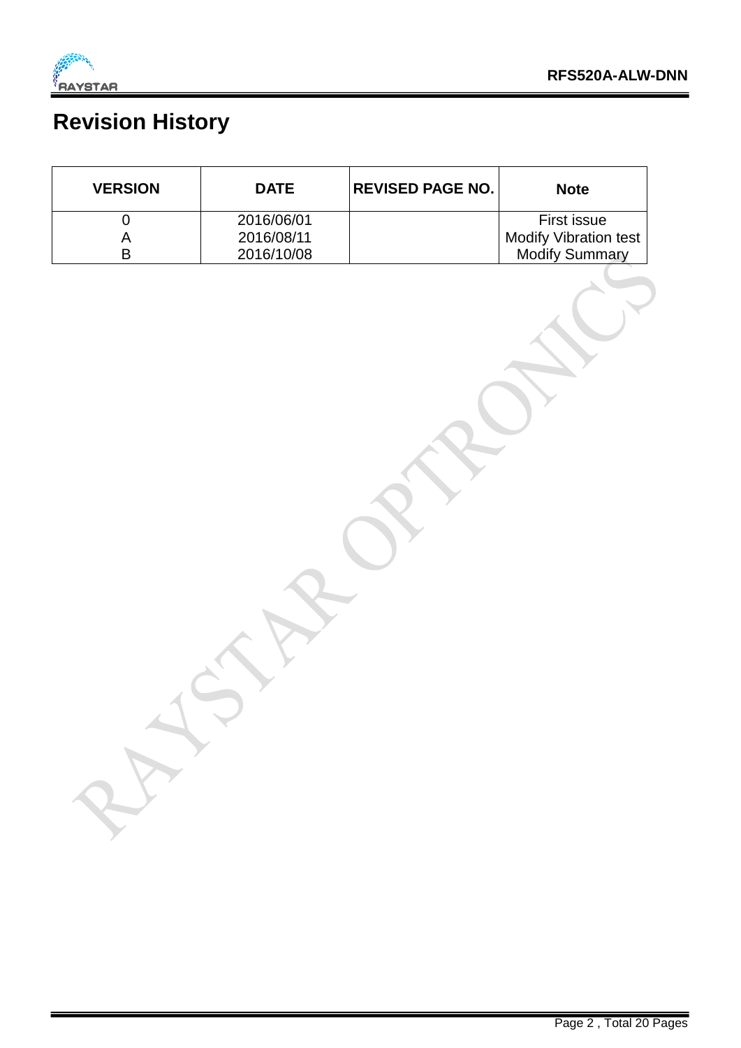# Revision History

| VERSION | DATE | REVISED PAGE NO. | Note |
|---|---|---|---|
| 0 | 2016/06/01 | | First issue |
| A | 2016/08/11 | | Modify Vibration test |
| B | 2016/10/08 | | Modify Summary |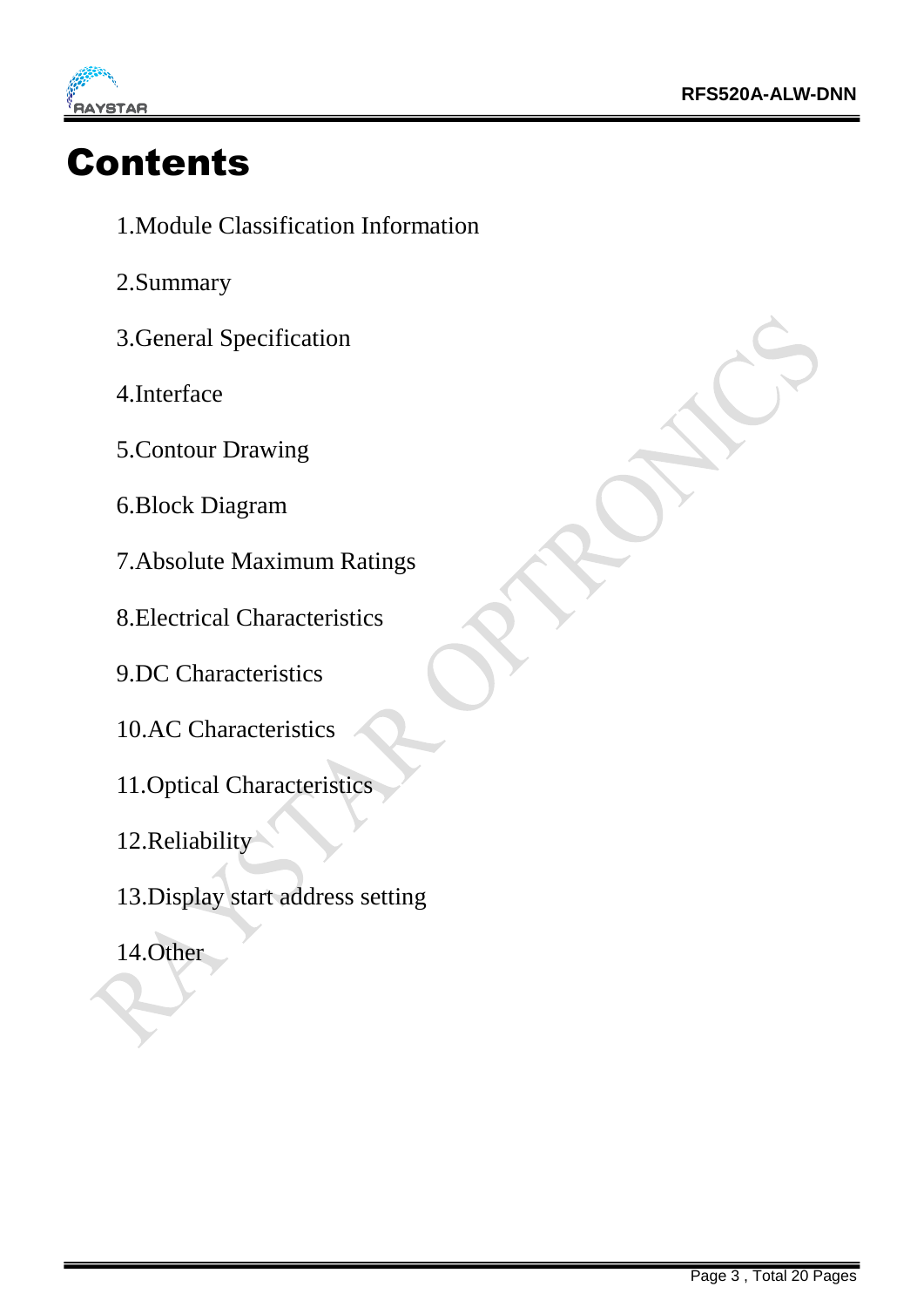# Contents

1.Module Classification Information

2.Summary

3.General Specification

4.Interface

5.Contour Drawing

6.Block Diagram

7.Absolute Maximum Ratings

8.Electrical Characteristics

9.DC Characteristics

10.AC Characteristics

11.Optical Characteristics

12.Reliability

13.Display start address setting

14.Other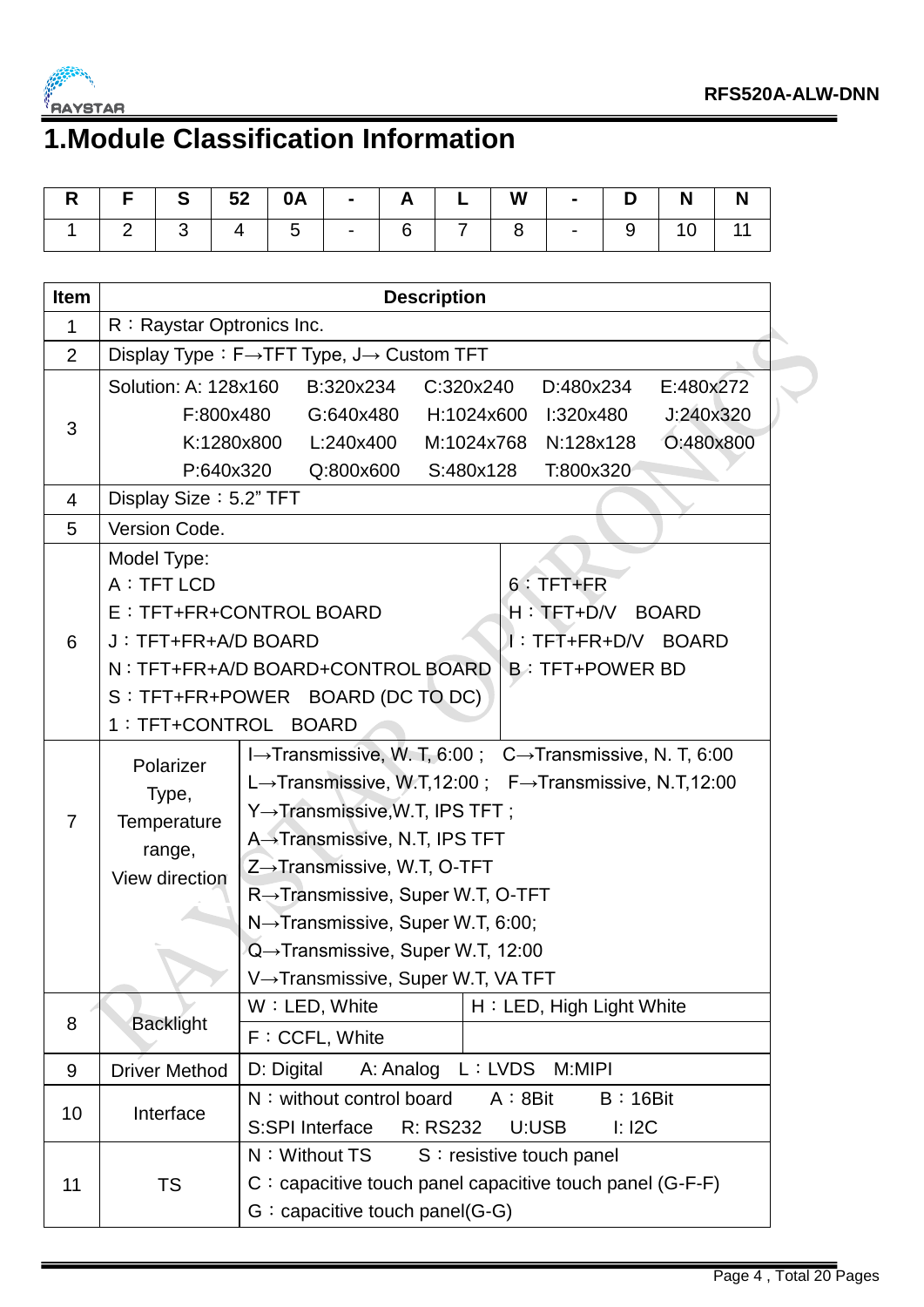# 1.Module Classification Information

| R | F | S | 52 | 0A | - | A | L | W | - | D | N | N |
|---|---|---|---|---|---|---|---|---|---|---|---|---|
| 1 | 2 | 3 | 4 | 5 | - | 6 | 7 | 8 | - | 9 | 10 | 11 |

| Item | Description | | |
|---|---|---|---|
| 1 | R：Raystar Optronics Inc. | | |
| 2 | Display Type：F→TFT Type, J→ Custom TFT | | |
| 3 | Solution: A: 128x160 B:320x234 C:320x240 D:480x234 E:480x272<br>F:800x480 G:640x480 H:1024x600 I:320x480 J:240x320<br>K:1280x800 L:240x400 M:1024x768 N:128x128 O:480x800<br>P:640x320 Q:800x600 S:480x128 T:800x320 | | |
| 4 | Display Size：5.2" TFT | | |
| 5 | Version Code. | | |
| 6 | Model Type:<br>A：TFT LCD<br>E：TFT+FR+CONTROL BOARD<br>J：TFT+FR+A/D BOARD<br>N：TFT+FR+A/D BOARD+CONTROL BOARD<br>S：TFT+FR+POWER BOARD (DC TO DC)<br>1：TFT+CONTROL BOARD | 6：TFT+FR<br>H：TFT+D/V BOARD<br>I：TFT+FR+D/V BOARD<br>B：TFT+POWER BD | |
| 7 | Polarizer Type, Temperature range, View direction | I→Transmissive, W. T, 6:00； C→Transmissive, N. T, 6:00<br>L→Transmissive, W.T,12:00； F→Transmissive, N.T,12:00<br>Y→Transmissive,W.T, IPS TFT；<br>A→Transmissive, N.T, IPS TFT<br>Z→Transmissive, W.T, O-TFT<br>R→Transmissive, Super W.T, O-TFT<br>N→Transmissive, Super W.T, 6:00;<br>Q→Transmissive, Super W.T, 12:00<br>V→Transmissive, Super W.T, VA TFT | |
| 8 | Backlight | W：LED, White<br>F：CCFL, White | H：LED, High Light White |
| 9 | Driver Method | D: Digital A: Analog L：LVDS M:MIPI | |
| 10 | Interface | N：without control board A：8Bit B：16Bit<br>S:SPI Interface R: RS232 U:USB I: I2C | |
| 11 | TS | N：Without TS S：resistive touch panel<br>C：capacitive touch panel capacitive touch panel (G-F-F)<br>G：capacitive touch panel(G-G) | |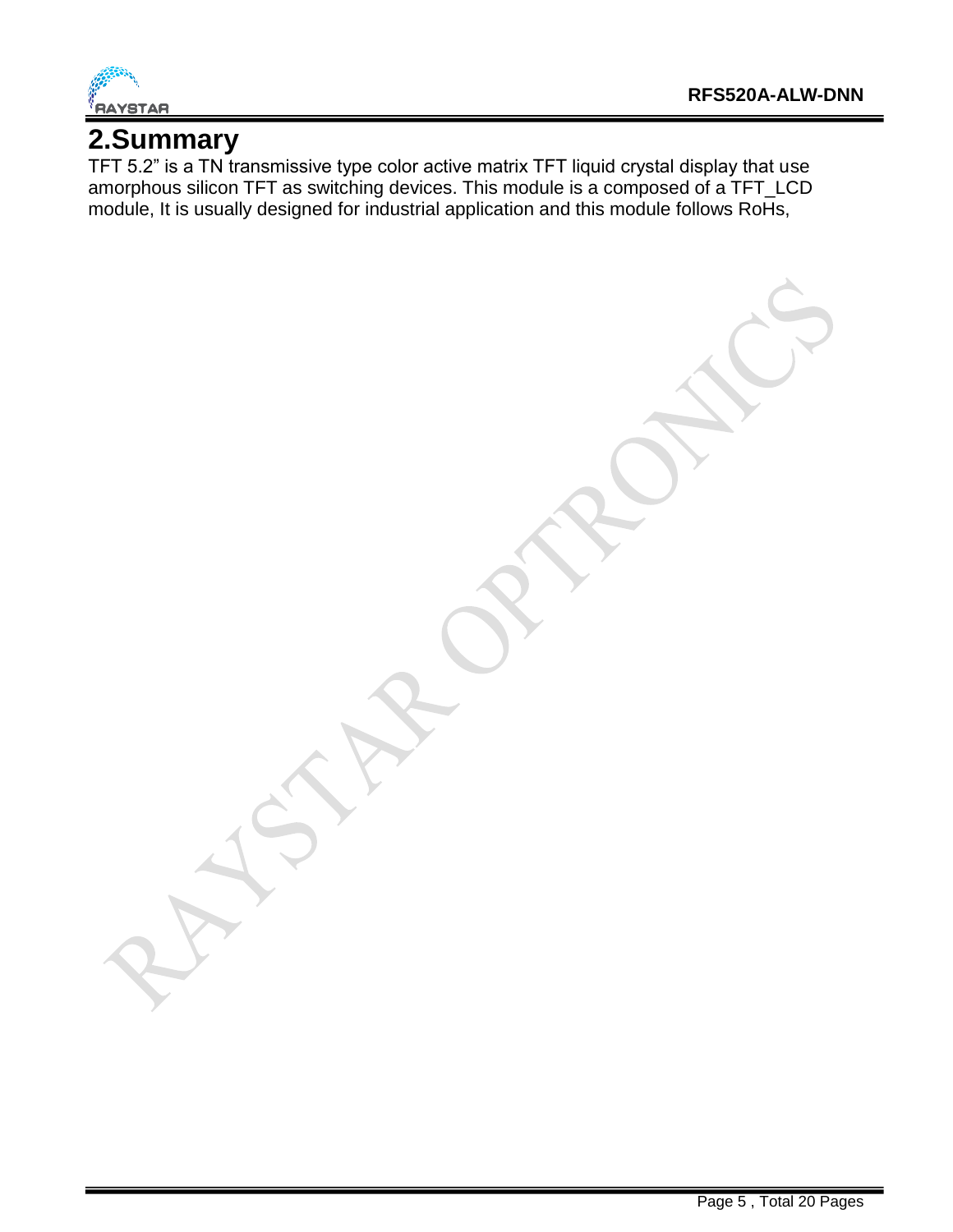## 2.Summary

TFT 5.2” is a TN transmissive type color active matrix TFT liquid crystal display that use amorphous silicon TFT as switching devices. This module is a composed of a TFT_LCD module, It is usually designed for industrial application and this module follows RoHs,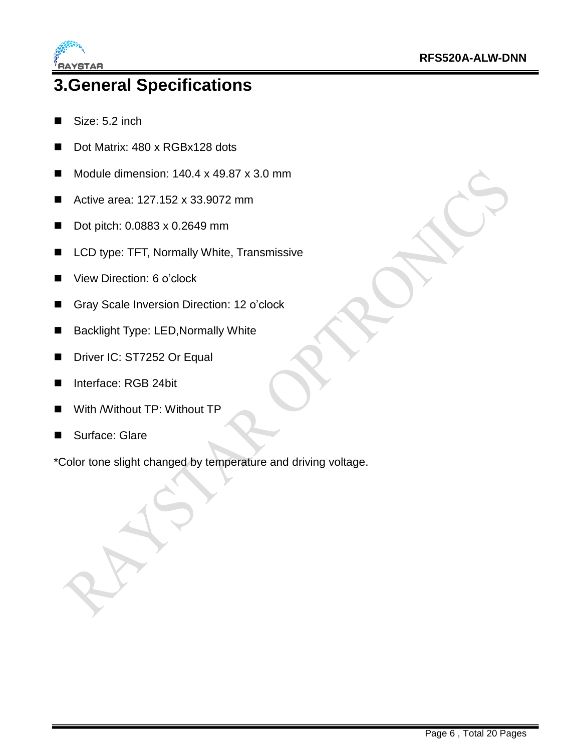# 3.General Specifications

- Size: 5.2 inch
- Dot Matrix: 480 x RGBx128 dots
- Module dimension: 140.4 x 49.87 x 3.0 mm
- Active area: 127.152 x 33.9072 mm
- Dot pitch: 0.0883 x 0.2649 mm
- LCD type: TFT, Normally White, Transmissive
- View Direction: 6 o'clock
- Gray Scale Inversion Direction: 12 o'clock
- Backlight Type: LED,Normally White
- Driver IC: ST7252 Or Equal
- Interface: RGB 24bit
- With /Without TP: Without TP
- Surface: Glare

*Color tone slight changed by temperature and driving voltage.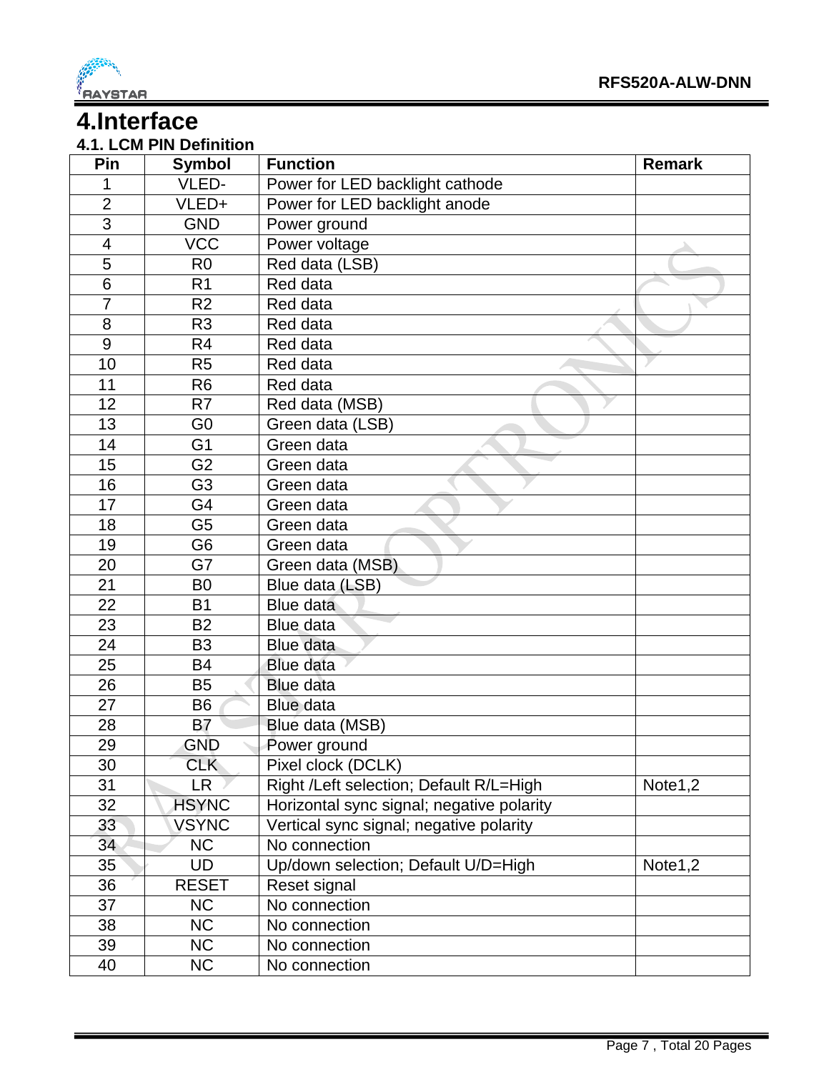# 4.Interface

## 4.1. LCM PIN Definition

| Pin | Symbol | Function | Remark |
|---|---|---|---|
| 1 | VLED- | Power for LED backlight cathode | |
| 2 | VLED+ | Power for LED backlight anode | |
| 3 | GND | Power ground | |
| 4 | VCC | Power voltage | |
| 5 | R0 | Red data (LSB) | |
| 6 | R1 | Red data | |
| 7 | R2 | Red data | |
| 8 | R3 | Red data | |
| 9 | R4 | Red data | |
| 10 | R5 | Red data | |
| 11 | R6 | Red data | |
| 12 | R7 | Red data (MSB) | |
| 13 | G0 | Green data (LSB) | |
| 14 | G1 | Green data | |
| 15 | G2 | Green data | |
| 16 | G3 | Green data | |
| 17 | G4 | Green data | |
| 18 | G5 | Green data | |
| 19 | G6 | Green data | |
| 20 | G7 | Green data (MSB) | |
| 21 | B0 | Blue data (LSB) | |
| 22 | B1 | Blue data | |
| 23 | B2 | Blue data | |
| 24 | B3 | Blue data | |
| 25 | B4 | Blue data | |
| 26 | B5 | Blue data | |
| 27 | B6 | Blue data | |
| 28 | B7 | Blue data (MSB) | |
| 29 | GND | Power ground | |
| 30 | CLK | Pixel clock (DCLK) | |
| 31 | LR | Right /Left selection; Default R/L=High | Note1,2 |
| 32 | HSYNC | Horizontal sync signal; negative polarity | |
| 33 | VSYNC | Vertical sync signal; negative polarity | |
| 34 | NC | No connection | |
| 35 | UD | Up/down selection; Default U/D=High | Note1,2 |
| 36 | RESET | Reset signal | |
| 37 | NC | No connection | |
| 38 | NC | No connection | |
| 39 | NC | No connection | |
| 40 | NC | No connection | |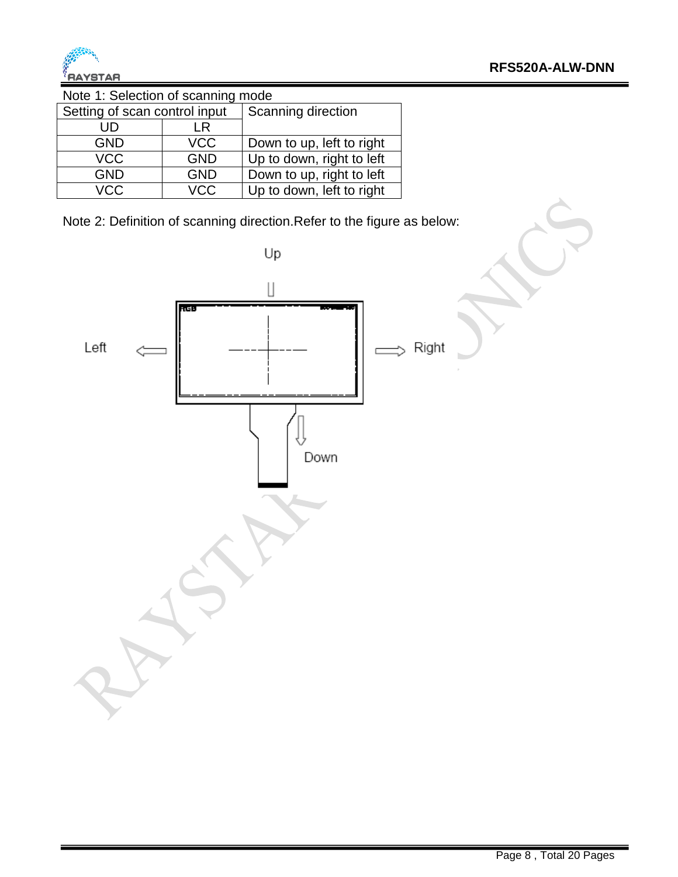Note 1: Selection of scanning mode

| Setting of scan control input | | Scanning direction |
|---|---|---|
| UD | LR | |
| GND | VCC | Down to up, left to right |
| VCC | GND | Up to down, right to left |
| GND | GND | Down to up, right to left |
| VCC | VCC | Up to down, left to right |

Note 2: Definition of scanning direction.Refer to the figure as below: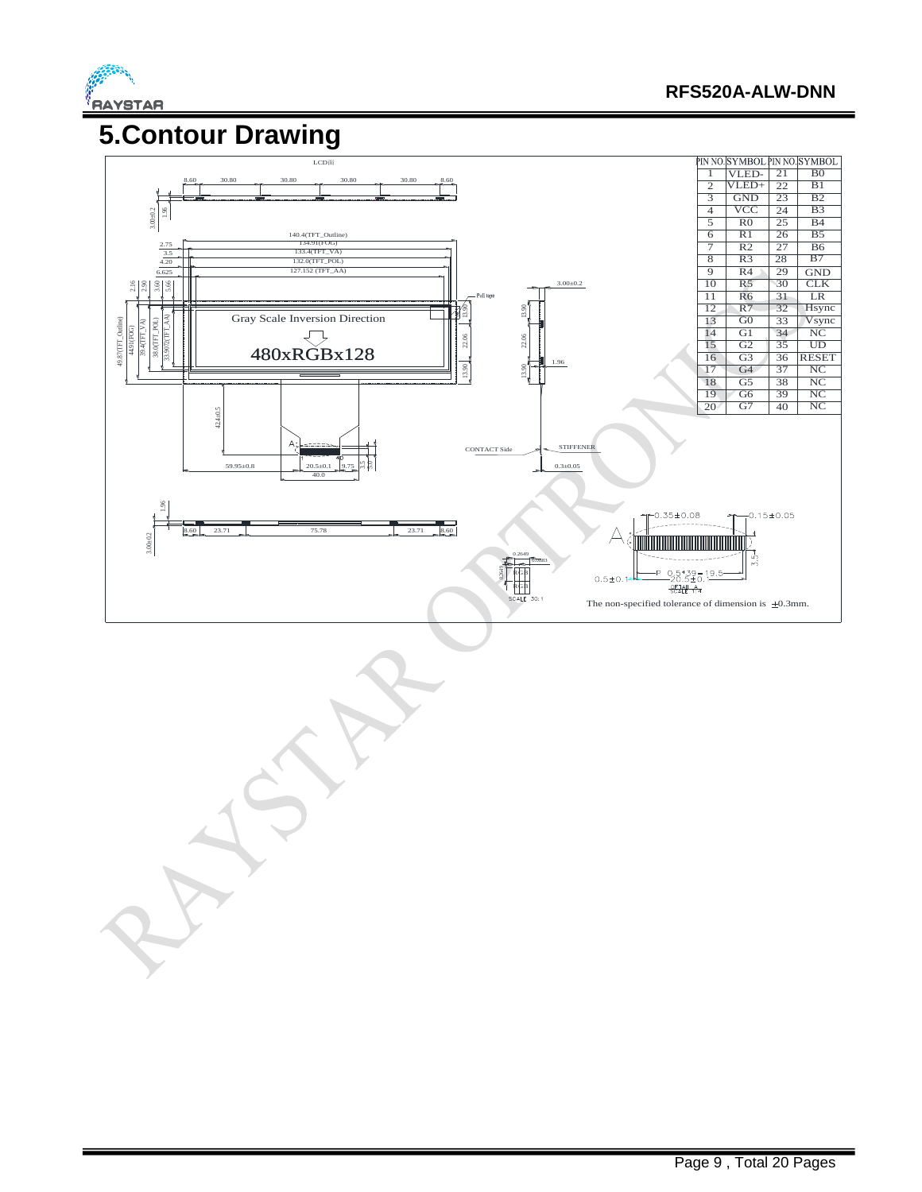# 5.Contour Drawing

| PIN NO. | SYMBOL | PIN NO. | SYMBOL |
|---|---|---|---|
| 1 | VLED- | 21 | B0 |
| 2 | VLED+ | 22 | B1 |
| 3 | GND | 23 | B2 |
| 4 | VCC | 24 | B3 |
| 5 | R0 | 25 | B4 |
| 6 | R1 | 26 | B5 |
| 7 | R2 | 27 | B6 |
| 8 | R3 | 28 | B7 |
| 9 | R4 | 29 | GND |
| 10 | R5 | 30 | CLK |
| 11 | R6 | 31 | LR |
| 12 | R7 | 32 | Hsync |
| 13 | G0 | 33 | Vsync |
| 14 | G1 | 34 | NC |
| 15 | G2 | 35 | UD |
| 16 | G3 | 36 | RESET |
| 17 | G4 | 37 | NC |
| 18 | G5 | 38 | NC |
| 19 | G6 | 39 | NC |
| 20 | G7 | 40 | NC |

Gray Scale Inversion Direction

480xRGBx128

The non-specified tolerance of dimension is ±0.3mm.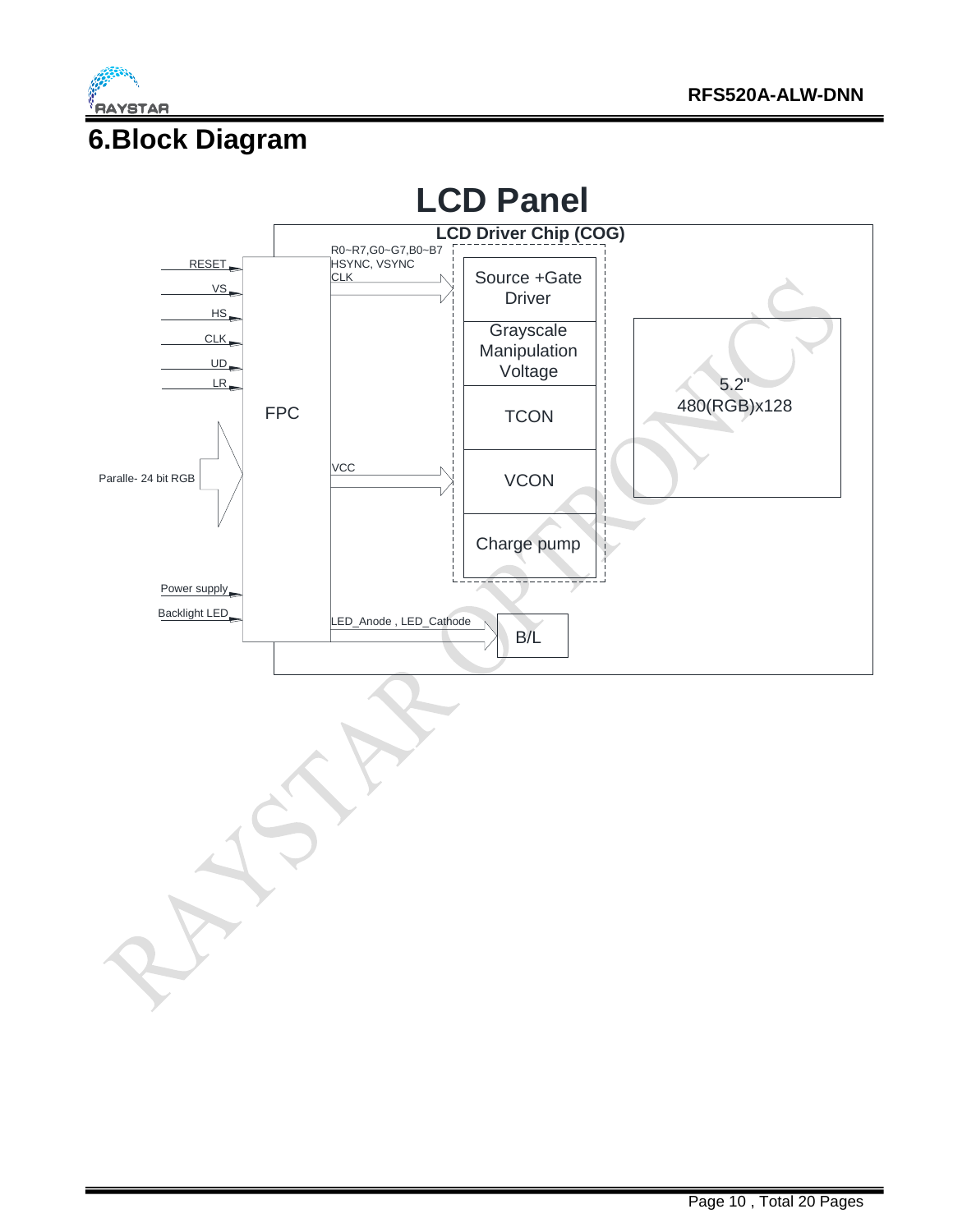# 6.Block Diagram

LCD Panel

LCD Driver Chip (COG)

RESET
VS
HS
CLK
UD
LR

Paralle- 24 bit RGB

Power supply
Backlight LED

FPC

R0~R7,G0~G7,B0~B7
HSYNC, VSYNC
CLK

VCC

LED_Anode , LED_Cathode

Source +Gate Driver

Grayscale Manipulation Voltage

TCON

VCON

Charge pump

B/L

5.2"
480(RGB)x128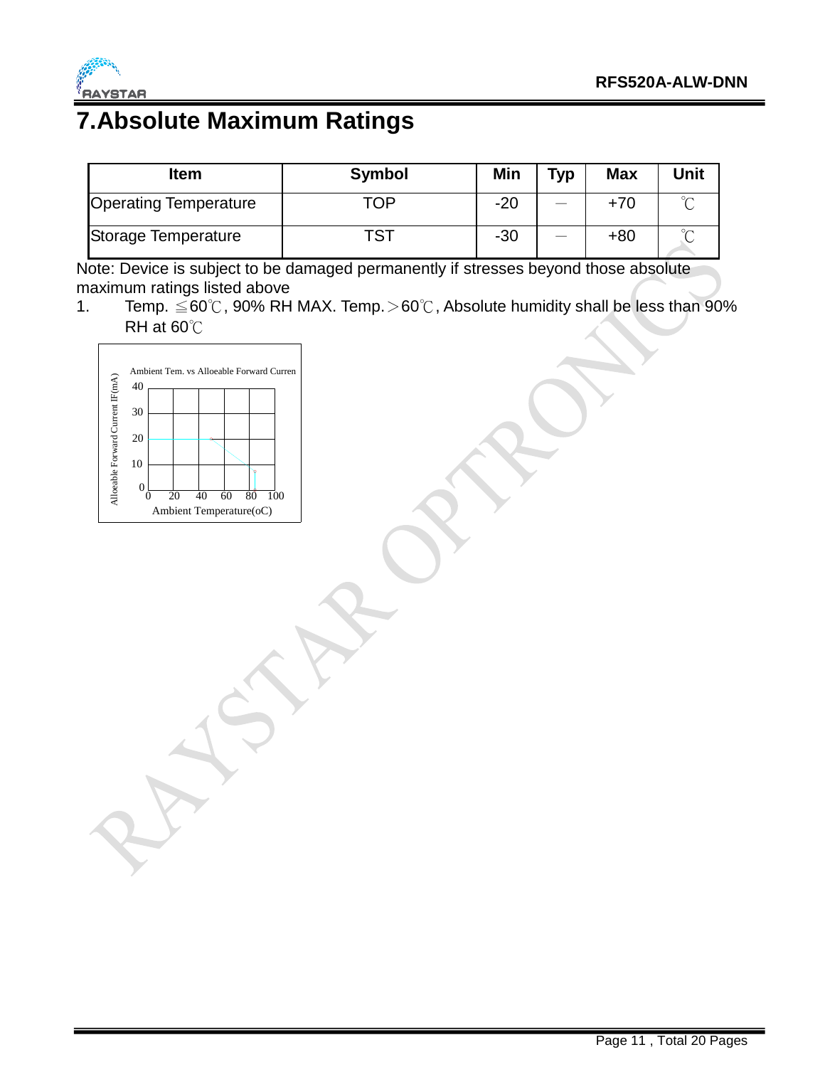# 7.Absolute Maximum Ratings

| Item | Symbol | Min | Typ | Max | Unit |
|---|---|---|---|---|---|
| Operating Temperature | TOP | -20 | — | +70 | ℃ |
| Storage Temperature | TST | -30 | — | +80 | ℃ |

Note: Device is subject to be damaged permanently if stresses beyond those absolute maximum ratings listed above

1. Temp. ≦60℃, 90% RH MAX. Temp.＞60℃, Absolute humidity shall be less than 90% RH at 60℃

Ambient Tem. vs Alloeable Forward Curren

Alloeable Forward Current IF(mA)

Ambient Temperature(oC)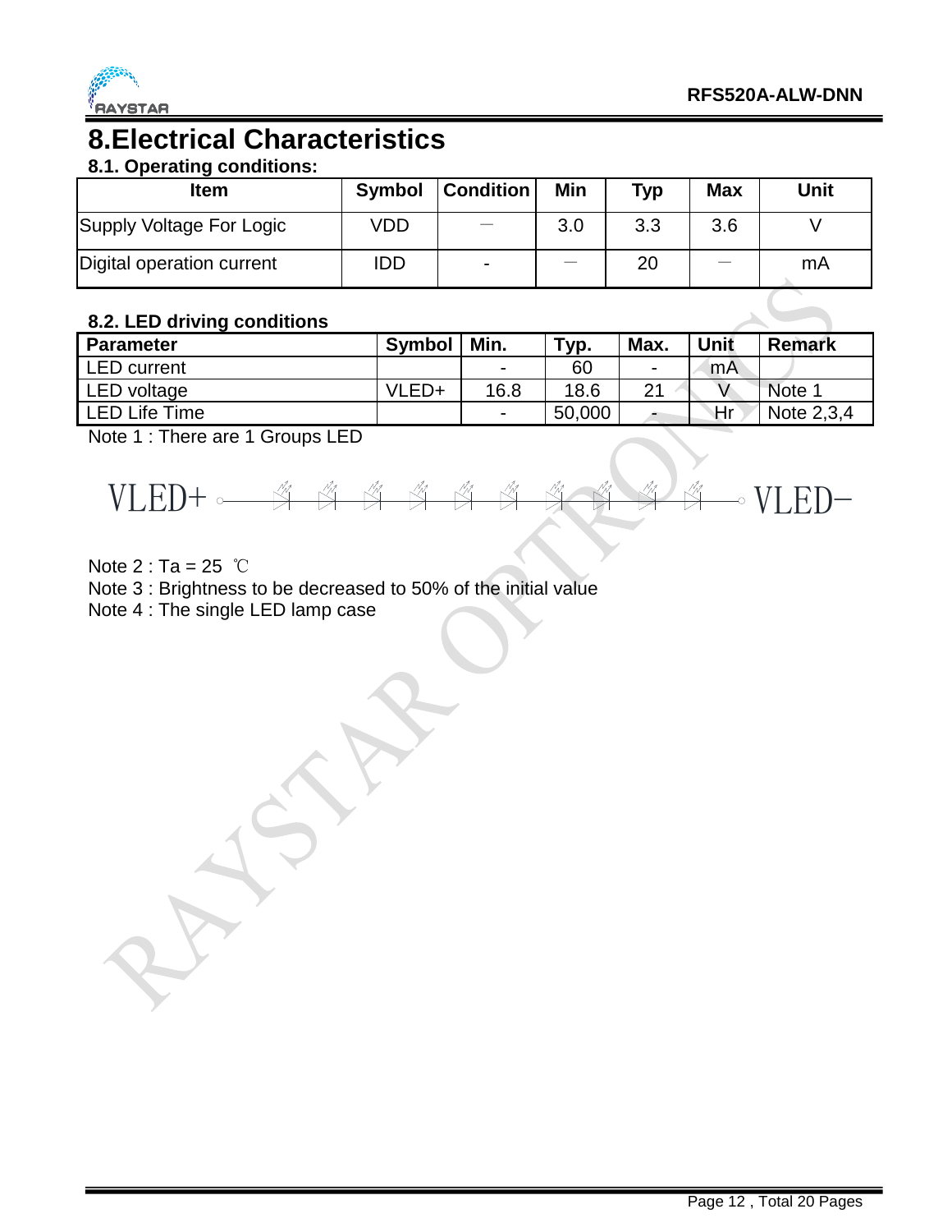# 8.Electrical Characteristics

## 8.1. Operating conditions:

| Item | Symbol | Condition | Min | Typ | Max | Unit |
|---|---|---|---|---|---|---|
| Supply Voltage For Logic | VDD | — | 3.0 | 3.3 | 3.6 | V |
| Digital operation current | IDD | - | — | 20 | — | mA |

## 8.2. LED driving conditions

| Parameter | Symbol | Min. | Typ. | Max. | Unit | Remark |
|---|---|---|---|---|---|---|
| LED current | | - | 60 | - | mA | |
| LED voltage | VLED+ | 16.8 | 18.6 | 21 | V | Note 1 |
| LED Life Time | | - | 50,000 | - | Hr | Note 2,3,4 |

Note 1 : There are 1 Groups LED

VLED+ ○—▷|—▷|—▷|—▷|—▷|—▷|—▷|—▷|—▷|—▷|—○ VLED−

Note 2 : Ta = 25 ℃

Note 3 : Brightness to be decreased to 50% of the initial value

Note 4 : The single LED lamp case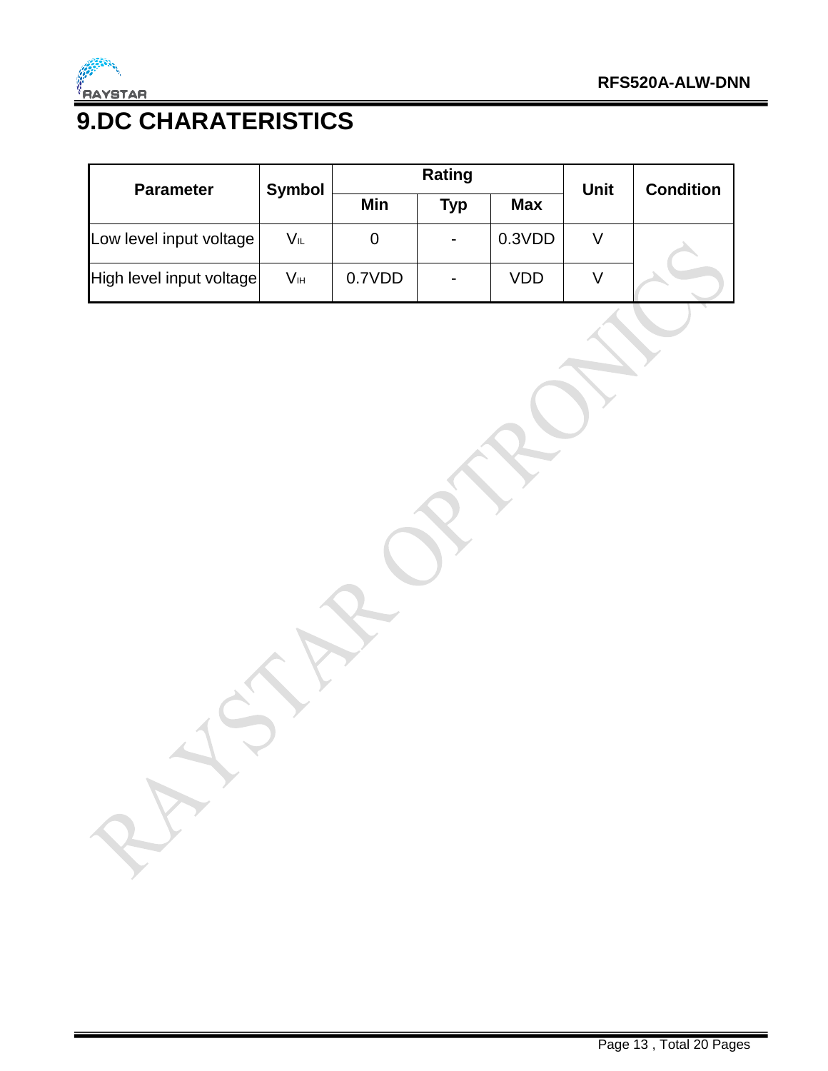# 9.DC CHARATERISTICS

| Parameter | Symbol | Rating | | | Unit | Condition |
|---|---|---|---|---|---|---|
| | | Min | Typ | Max | | |
| Low level input voltage | $V_{IL}$ | 0 | - | 0.3VDD | V | |
| High level input voltage | $V_{IH}$ | 0.7VDD | - | VDD | V | |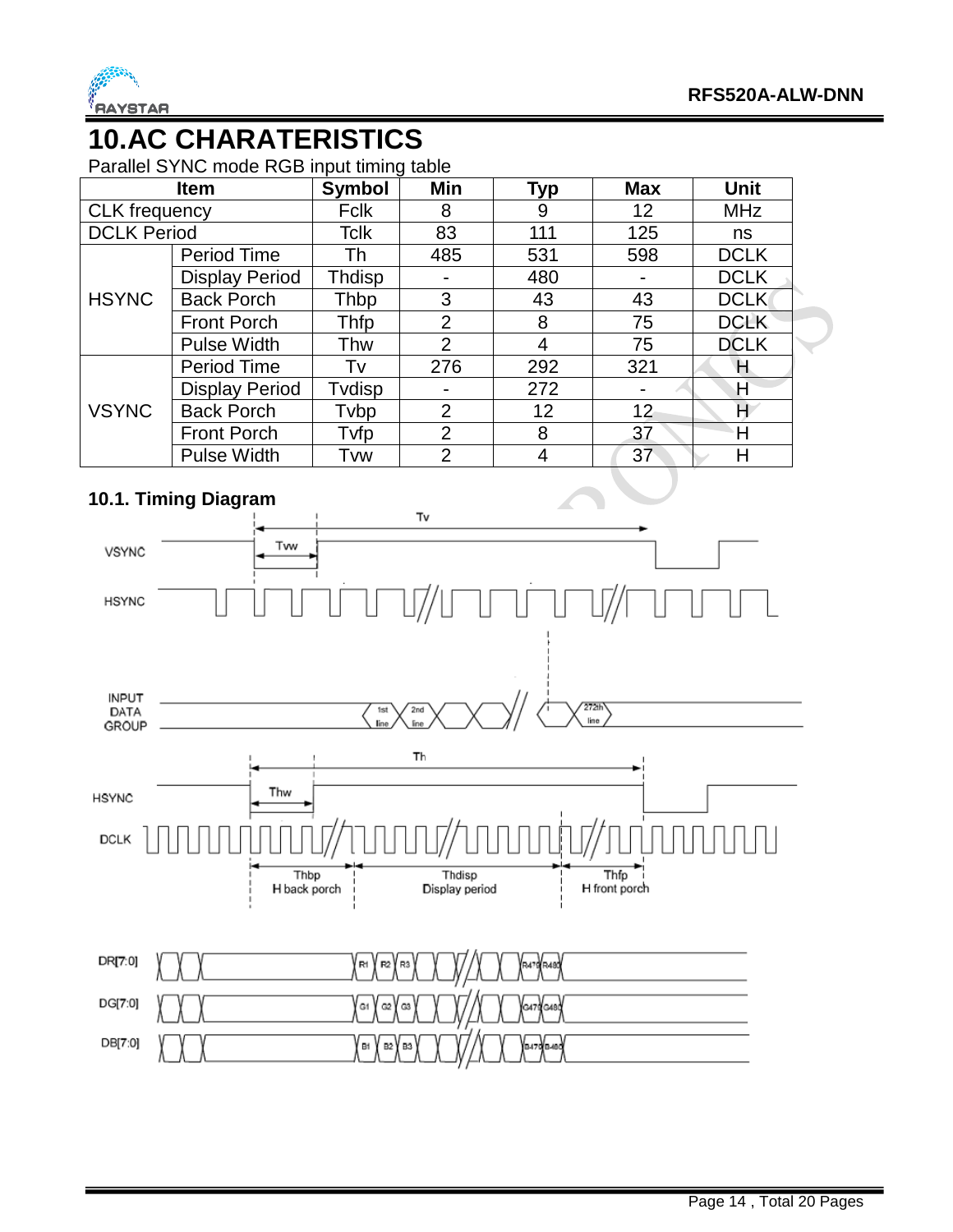# 10.AC CHARATERISTICS

Parallel SYNC mode RGB input timing table

| Item | | Symbol | Min | Typ | Max | Unit |
|---|---|---|---|---|---|---|
| CLK frequency | | Fclk | 8 | 9 | 12 | MHz |
| DCLK Period | | Tclk | 83 | 111 | 125 | ns |
| HSYNC | Period Time | Th | 485 | 531 | 598 | DCLK |
| | Display Period | Thdisp | - | 480 | - | DCLK |
| | Back Porch | Thbp | 3 | 43 | 43 | DCLK |
| | Front Porch | Thfp | 2 | 8 | 75 | DCLK |
| | Pulse Width | Thw | 2 | 4 | 75 | DCLK |
| VSYNC | Period Time | Tv | 276 | 292 | 321 | H |
| | Display Period | Tvdisp | - | 272 | - | H |
| | Back Porch | Tvbp | 2 | 12 | 12 | H |
| | Front Porch | Tvfp | 2 | 8 | 37 | H |
| | Pulse Width | Tvw | 2 | 4 | 37 | H |

## 10.1. Timing Diagram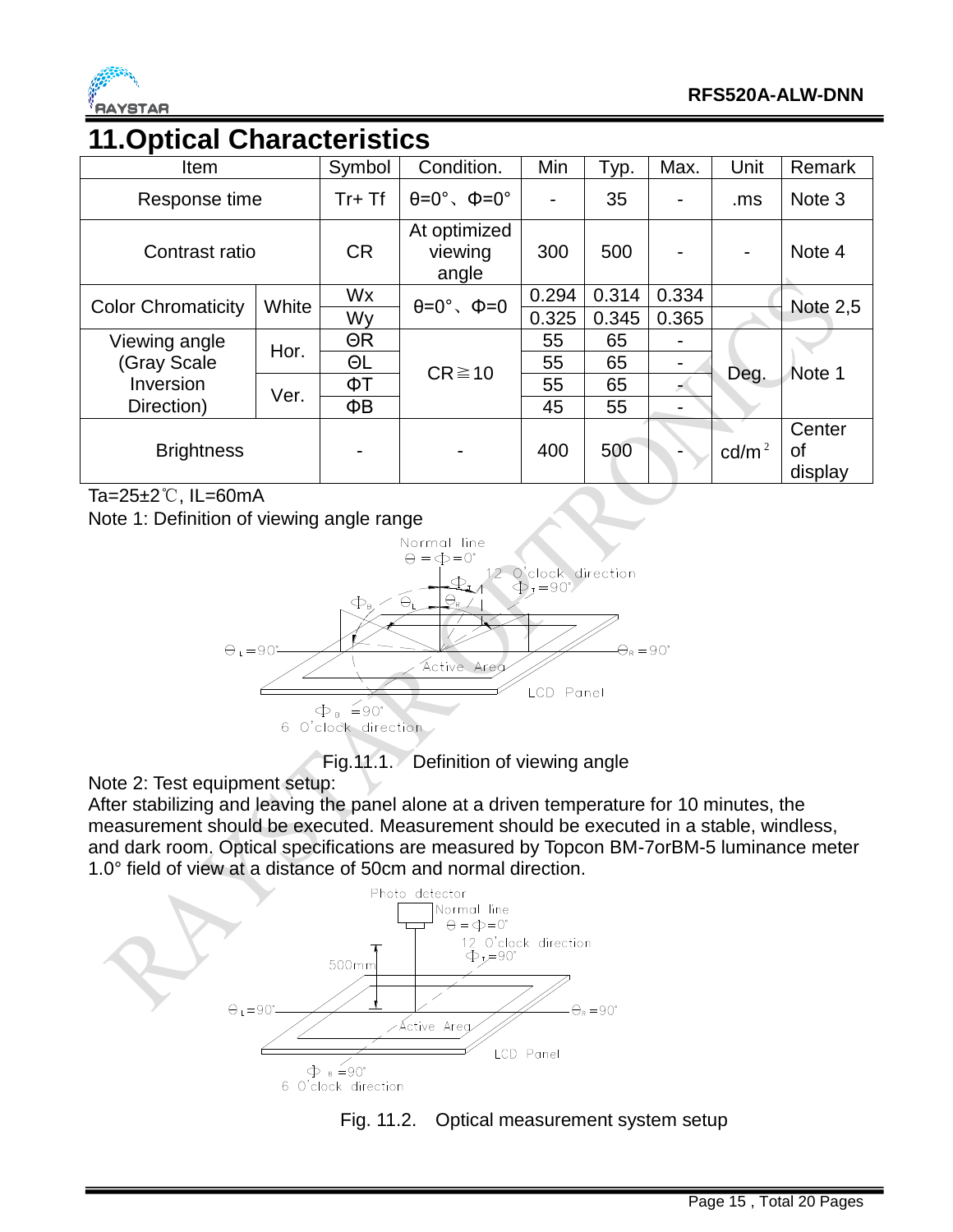# 11.Optical Characteristics

| Item | | Symbol | Condition. | Min | Typ. | Max. | Unit | Remark |
|---|---|---|---|---|---|---|---|---|
| Response time | | Tr+ Tf | θ=0°、Φ=0° | - | 35 | - | .ms | Note 3 |
| Contrast ratio | | CR | At optimized viewing angle | 300 | 500 | - | - | Note 4 |
| Color Chromaticity | White | Wx | θ=0°、Φ=0 | 0.294 | 0.314 | 0.334 | | Note 2,5 |
| | | Wy | | 0.325 | 0.345 | 0.365 | | |
| Viewing angle (Gray Scale Inversion Direction) | Hor. | ΘR | CR≧10 | 55 | 65 | - | Deg. | Note 1 |
| | | ΘL | | 55 | 65 | - | | |
| | Ver. | ΦT | | 55 | 65 | - | | |
| | | ΦB | | 45 | 55 | - | | |
| Brightness | | - | - | 400 | 500 | - | $cd/m^2$ | Center of display |

Ta=25±2℃, IL=60mA

Note 1: Definition of viewing angle range

Fig.11.1. Definition of viewing angle

Note 2: Test equipment setup:

After stabilizing and leaving the panel alone at a driven temperature for 10 minutes, the measurement should be executed. Measurement should be executed in a stable, windless, and dark room. Optical specifications are measured by Topcon BM-7orBM-5 luminance meter 1.0° field of view at a distance of 50cm and normal direction.

Fig. 11.2. Optical measurement system setup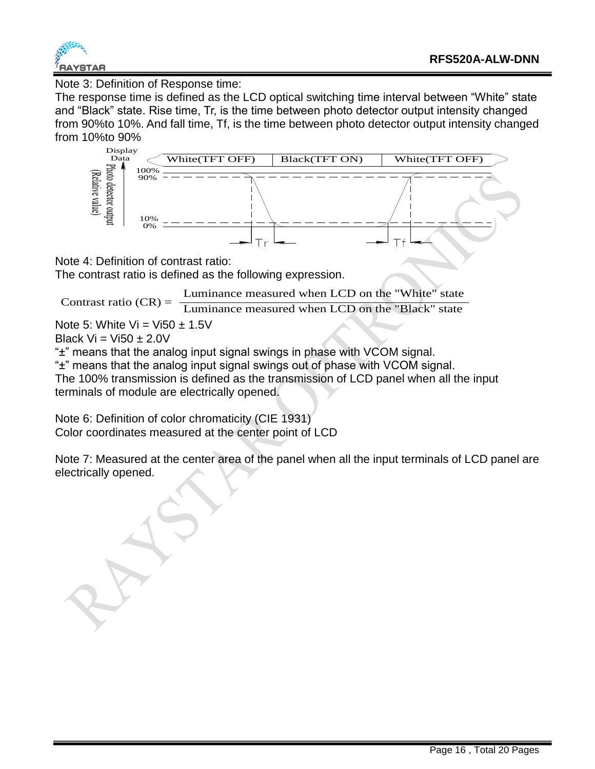Note 3: Definition of Response time:

The response time is defined as the LCD optical switching time interval between “White” state and “Black” state. Rise time, Tr, is the time between photo detector output intensity changed from 90%to 10%. And fall time, Tf, is the time between photo detector output intensity changed from 10%to 90%

Note 4: Definition of contrast ratio:

The contrast ratio is defined as the following expression.

$$\text{Contrast ratio (CR)} = \frac{\text{Luminance measured when LCD on the "White" state}}{\text{Luminance measured when LCD on the "Black" state}}$$

Note 5: White Vi = Vi50 ± 1.5V

Black Vi = Vi50 ± 2.0V

“±” means that the analog input signal swings in phase with VCOM signal.

“±” means that the analog input signal swings out of phase with VCOM signal.

The 100% transmission is defined as the transmission of LCD panel when all the input terminals of module are electrically opened.

Note 6: Definition of color chromaticity (CIE 1931)

Color coordinates measured at the center point of LCD

Note 7: Measured at the center area of the panel when all the input terminals of LCD panel are electrically opened.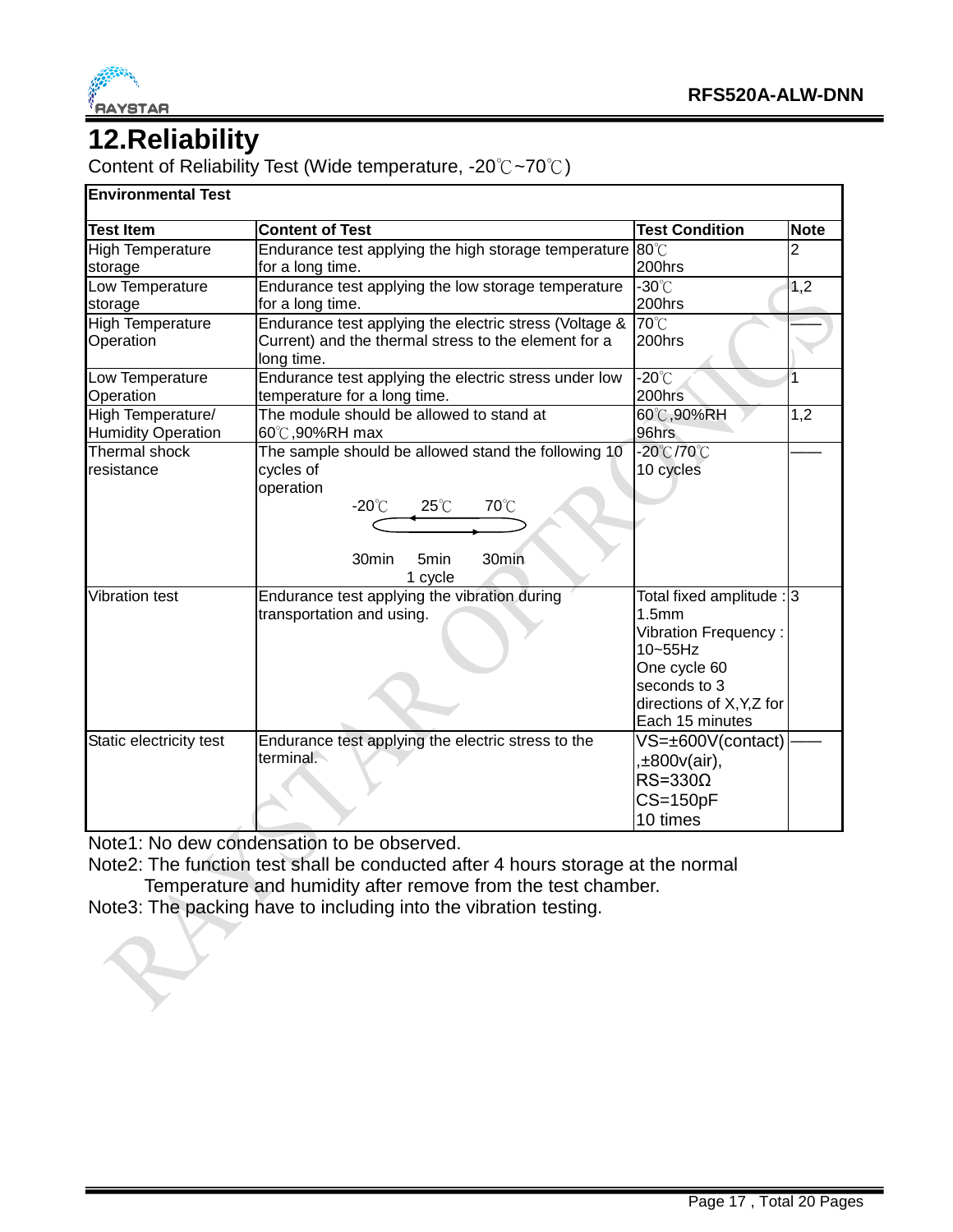# 12.Reliability

Content of Reliability Test (Wide temperature, -20℃~70℃)

| Environmental Test | | | |
|---|---|---|---|
| **Test Item** | **Content of Test** | **Test Condition** | **Note** |
| High Temperature storage | Endurance test applying the high storage temperature for a long time. | 80℃ 200hrs | 2 |
| Low Temperature storage | Endurance test applying the low storage temperature for a long time. | -30℃ 200hrs | 1,2 |
| High Temperature Operation | Endurance test applying the electric stress (Voltage & Current) and the thermal stress to the element for a long time. | 70℃ 200hrs | —— |
| Low Temperature Operation | Endurance test applying the electric stress under low temperature for a long time. | -20℃ 200hrs | 1 |
| High Temperature/ Humidity Operation | The module should be allowed to stand at 60℃,90%RH max | 60℃,90%RH 96hrs | 1,2 |
| Thermal shock resistance | The sample should be allowed stand the following 10 cycles of operation<br>-20℃ 25℃ 70℃<br>30min 5min 30min<br>1 cycle | -20℃/70℃ 10 cycles | —— |
| Vibration test | Endurance test applying the vibration during transportation and using. | Total fixed amplitude : 1.5mm<br>Vibration Frequency : 10~55Hz<br>One cycle 60 seconds to 3 directions of X,Y,Z for Each 15 minutes | 3 |
| Static electricity test | Endurance test applying the electric stress to the terminal. | VS=±600V(contact),±800v(air),<br>RS=330Ω<br>CS=150pF<br>10 times | —— |

Note1: No dew condensation to be observed.

Note2: The function test shall be conducted after 4 hours storage at the normal Temperature and humidity after remove from the test chamber.

Note3: The packing have to including into the vibration testing.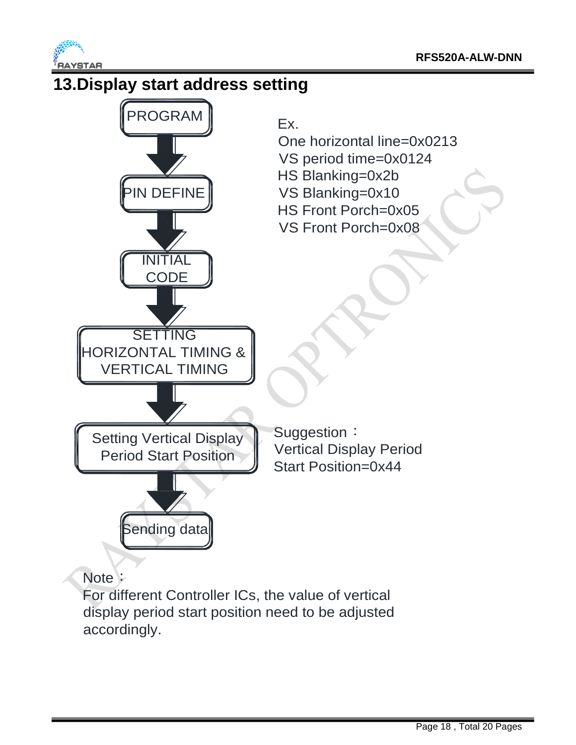## 13.Display start address setting

PROGRAM → PIN DEFINE → INITIAL CODE → SETTING HORIZONTAL TIMING & VERTICAL TIMING → Setting Vertical Display Period Start Position → Sending data

Ex.
One horizontal line=0x0213
VS period time=0x0124
HS Blanking=0x2b
VS Blanking=0x10
HS Front Porch=0x05
VS Front Porch=0x08

Suggestion：
Vertical Display Period Start Position=0x44

Note：
For different Controller ICs, the value of vertical display period start position need to be adjusted accordingly.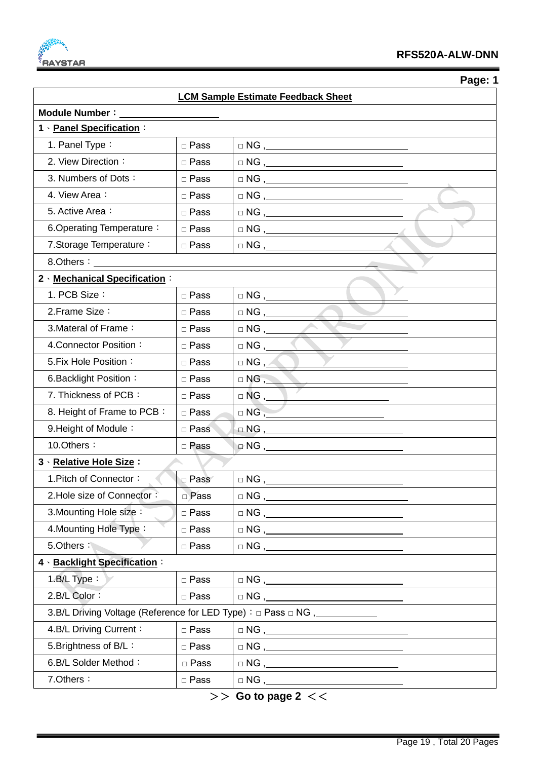## LCM Sample Estimate Feedback Sheet

**Module Number：** ____________________

**1、Panel Specification：**

| Item | Pass | NG |
|---|---|---|
| 1. Panel Type： | □ Pass | □ NG , ____________________ |
| 2. View Direction： | □ Pass | □ NG , ____________________ |
| 3. Numbers of Dots： | □ Pass | □ NG , ____________________ |
| 4. View Area： | □ Pass | □ NG , ____________________ |
| 5. Active Area： | □ Pass | □ NG , ____________________ |
| 6.Operating Temperature： | □ Pass | □ NG , ____________________ |
| 7.Storage Temperature： | □ Pass | □ NG , ____________________ |
| 8.Others：____________________ | | |

**2、Mechanical Specification：**

| Item | Pass | NG |
|---|---|---|
| 1. PCB Size： | □ Pass | □ NG , ____________________ |
| 2.Frame Size： | □ Pass | □ NG , ____________________ |
| 3.Materal of Frame： | □ Pass | □ NG , ____________________ |
| 4.Connector Position： | □ Pass | □ NG , ____________________ |
| 5.Fix Hole Position： | □ Pass | □ NG , ____________________ |
| 6.Backlight Position： | □ Pass | □ NG , ____________________ |
| 7. Thickness of PCB： | □ Pass | □ NG , ____________________ |
| 8. Height of Frame to PCB： | □ Pass | □ NG , ____________________ |
| 9.Height of Module： | □ Pass | □ NG , ____________________ |
| 10.Others： | □ Pass | □ NG , ____________________ |

**3、Relative Hole Size：**

| Item | Pass | NG |
|---|---|---|
| 1.Pitch of Connector： | □ Pass | □ NG , ____________________ |
| 2.Hole size of Connector： | □ Pass | □ NG , ____________________ |
| 3.Mounting Hole size： | □ Pass | □ NG , ____________________ |
| 4.Mounting Hole Type： | □ Pass | □ NG , ____________________ |
| 5.Others： | □ Pass | □ NG , ____________________ |

**4、Backlight Specification：**

| Item | Pass | NG |
|---|---|---|
| 1.B/L Type： | □ Pass | □ NG , ____________________ |
| 2.B/L Color： | □ Pass | □ NG , ____________________ |
| 3.B/L Driving Voltage (Reference for LED Type)：□ Pass □ NG , ____________ | | |
| 4.B/L Driving Current： | □ Pass | □ NG , ____________________ |
| 5.Brightness of B/L： | □ Pass | □ NG , ____________________ |
| 6.B/L Solder Method： | □ Pass | □ NG , ____________________ |
| 7.Others： | □ Pass | □ NG , ____________________ |

＞＞ **Go to page 2** ＜＜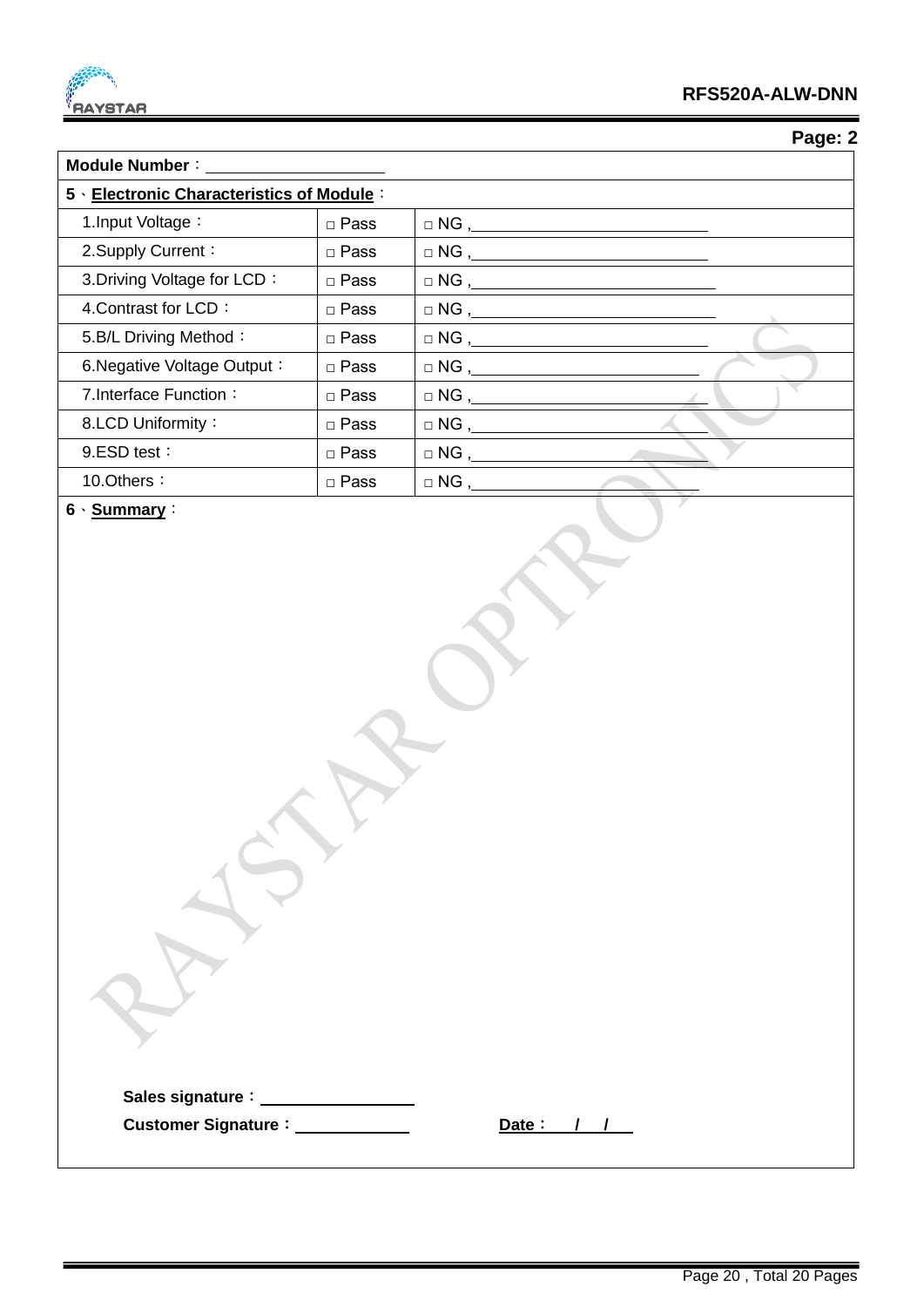**Page: 2**

**Module Number**：____________________

**5、Electronic Characteristics of Module**：

| | | |
|---|---|---|
| 1.Input Voltage： | □ Pass | □ NG ,__________________________ |
| 2.Supply Current： | □ Pass | □ NG ,__________________________ |
| 3.Driving Voltage for LCD： | □ Pass | □ NG ,__________________________ |
| 4.Contrast for LCD： | □ Pass | □ NG ,__________________________ |
| 5.B/L Driving Method： | □ Pass | □ NG ,__________________________ |
| 6.Negative Voltage Output： | □ Pass | □ NG ,__________________________ |
| 7.Interface Function： | □ Pass | □ NG ,__________________________ |
| 8.LCD Uniformity： | □ Pass | □ NG ,__________________________ |
| 9.ESD test： | □ Pass | □ NG ,__________________________ |
| 10.Others： | □ Pass | □ NG ,__________________________ |

**6、Summary**：

**Sales signature**：_________________

**Customer Signature**：____________ **Date： / /**